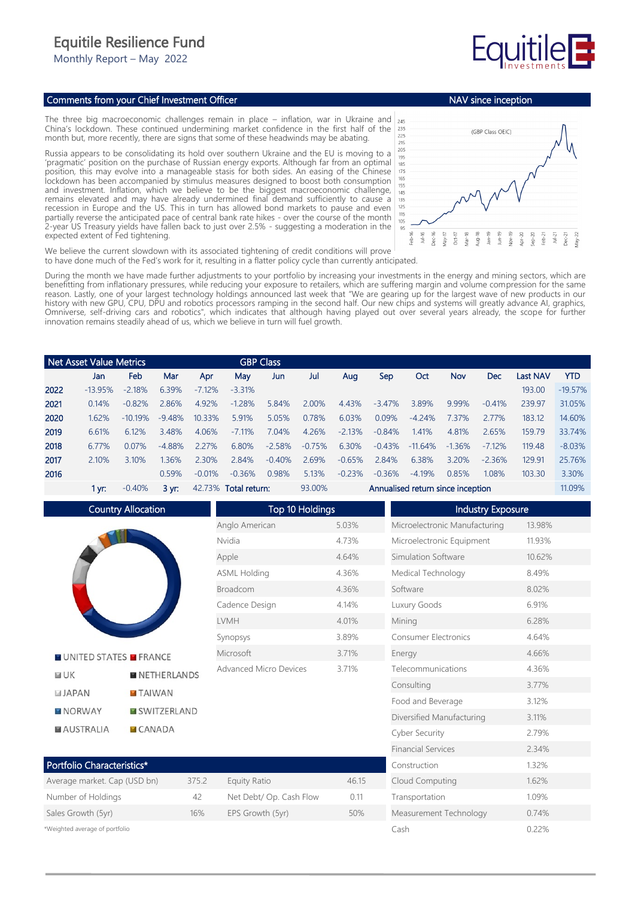# Equitile Resilience Fund

Monthly Report – May 2022

## Comments from your Chief Investment Officer

The three big macroeconomic challenges remain in place – inflation, war in Ukraine and China's lockdown. These continued undermining market confidence in the first half of the month but, more recently, there are signs that some of these headwinds may be abating.

Russia appears to be consolidating its hold over southern Ukraine and the EU is moving to a 'pragmatic' position on the purchase of Russian energy exports. Although far from an optimal position, this may evolve into a manageable stasis for both sides. An easing of the Chinese lockdown has been accompanied by stimulus measures designed to boost both consumption and investment. Inflation, which we believe to be the biggest macroeconomic challenge, remains elevated and may have already undermined final demand sufficiently to cause a recession in Europe and the US. This in turn has allowed bond markets to pause and even partially reverse the anticipated pace of central bank rate hikes - over the course of the month 2-year US Treasury yields have fallen back to just over 2.5% - suggesting a moderation in the expected extent of Fed tightening.

We believe the current slowdown with its associated tightening of credit conditions will prove to have done much of the Fed's work for it, resulting in a flatter policy cycle than currently anticipated.

During the month we have made further adjustments to your portfolio by increasing your investments in the energy and mining sectors, which are benefitting from inflationary pressures, while reducing your exposure to retailers, which are suffering margin and volume compression for the same reason. Lastly, one of your largest technology holdings announced last week that "We are gearing up for the largest wave of new products in our history with new GPU, CPU, DPU and robotics processors ramping in the second half. Our new chips and systems will greatly advance AI, graphics, Omniverse, self-driving cars and robotics", which indicates that although having played out over several years already, the scope for further innovation remains steadily ahead of us, which we believe in turn will fuel growth.

## NAV since inception

(GBP Class OEIC)

## Net Asset Value Metrics — GBP Class

| | Jan | Feb | Mar | Apr | May | Jun | Jul | Aug | Sep | Oct | Nov | Dec | Last NAV | YTD |
|---|---|---|---|---|---|---|---|---|---|---|---|---|---|---|
| 2022 | -13.95% | -2.18% | 6.39% | -7.12% | -3.31% | | | | | | | | 193.00 | -19.57% |
| 2021 | 0.14% | -0.82% | 2.86% | 4.92% | -1.28% | 5.84% | 2.00% | 4.43% | -3.47% | 3.89% | 9.99% | -0.41% | 239.97 | 31.05% |
| 2020 | 1.62% | -10.19% | -9.48% | 10.33% | 5.91% | 5.05% | 0.78% | 6.03% | 0.09% | -4.24% | 7.37% | 2.77% | 183.12 | 14.60% |
| 2019 | 6.61% | 6.12% | 3.48% | 4.06% | -7.11% | 7.04% | 4.26% | -2.13% | -0.84% | 1.41% | 4.81% | 2.65% | 159.79 | 33.74% |
| 2018 | 6.77% | 0.07% | -4.88% | 2.27% | 6.80% | -2.58% | -0.75% | 6.30% | -0.43% | -11.64% | -1.36% | -7.12% | 119.48 | -8.03% |
| 2017 | 2.10% | 3.10% | 1.36% | 2.30% | 2.84% | -0.40% | 2.69% | -0.65% | 2.84% | 6.38% | 3.20% | -2.36% | 129.91 | 25.76% |
| 2016 | | | 0.59% | -0.01% | -0.36% | 0.98% | 5.13% | -0.23% | -0.36% | -4.19% | 0.85% | 1.08% | 103.30 | 3.30% |

1 yr: -0.40% | 3 yr: 42.73% | Total return: 93.00% | Annualised return since inception: 11.09%

## Country Allocation

UNITED STATES, FRANCE, UK, NETHERLANDS, JAPAN, TAIWAN, NORWAY, SWITZERLAND, AUSTRALIA, CANADA

## Top 10 Holdings

| Holding | Weight |
|---|---|
| Anglo American | 5.03% |
| Nvidia | 4.73% |
| Apple | 4.64% |
| ASML Holding | 4.36% |
| Broadcom | 4.36% |
| Cadence Design | 4.14% |
| LVMH | 4.01% |
| Synopsys | 3.89% |
| Microsoft | 3.71% |
| Advanced Micro Devices | 3.71% |

## Industry Exposure

| Industry | Weight |
|---|---|
| Microelectronic Manufacturing | 13.98% |
| Microelectronic Equipment | 11.93% |
| Simulation Software | 10.62% |
| Medical Technology | 8.49% |
| Software | 8.02% |
| Luxury Goods | 6.91% |
| Mining | 6.28% |
| Consumer Electronics | 4.64% |
| Energy | 4.66% |
| Telecommunications | 4.36% |
| Consulting | 3.77% |
| Food and Beverage | 3.12% |
| Diversified Manufacturing | 3.11% |
| Cyber Security | 2.79% |
| Financial Services | 2.34% |
| Construction | 1.32% |
| Cloud Computing | 1.62% |
| Transportation | 1.09% |
| Measurement Technology | 0.74% |
| Cash | 0.22% |

## Portfolio Characteristics*

| | | | |
|---|---|---|---|
| Average market. Cap (USD bn) | 375.2 | Equity Ratio | 46.15 |
| Number of Holdings | 42 | Net Debt/ Op. Cash Flow | 0.11 |
| Sales Growth (5yr) | 16% | EPS Growth (5yr) | 50% |

*Weighted average of portfolio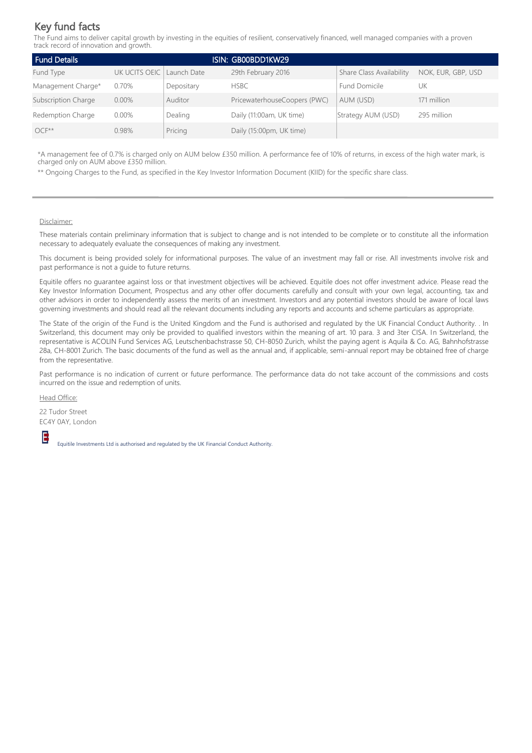# Key fund facts

The Fund aims to deliver capital growth by investing in the equities of resilient, conservatively financed, well managed companies with a proven track record of innovation and growth.

| Fund Details | | ISIN: GB00BDD1KW29 | | | |
|---|---|---|---|---|---|
| Fund Type | UK UCITS OEIC | Launch Date | 29th February 2016 | Share Class Availability | NOK, EUR, GBP, USD |
| Management Charge* | 0.70% | Depositary | HSBC | Fund Domicile | UK |
| Subscription Charge | 0.00% | Auditor | PricewaterhouseCoopers (PWC) | AUM (USD) | 171 million |
| Redemption Charge | 0.00% | Dealing | Daily (11:00am, UK time) | Strategy AUM (USD) | 295 million |
| OCF** | 0.98% | Pricing | Daily (15:00pm, UK time) | | |

*A management fee of 0.7% is charged only on AUM below £350 million. A performance fee of 10% of returns, in excess of the high water mark, is charged only on AUM above £350 million.

** Ongoing Charges to the Fund, as specified in the Key Investor Information Document (KIID) for the specific share class.

Disclaimer:

These materials contain preliminary information that is subject to change and is not intended to be complete or to constitute all the information necessary to adequately evaluate the consequences of making any investment.

This document is being provided solely for informational purposes. The value of an investment may fall or rise. All investments involve risk and past performance is not a guide to future returns.

Equitile offers no guarantee against loss or that investment objectives will be achieved. Equitile does not offer investment advice. Please read the Key Investor Information Document, Prospectus and any other offer documents carefully and consult with your own legal, accounting, tax and other advisors in order to independently assess the merits of an investment. Investors and any potential investors should be aware of local laws governing investments and should read all the relevant documents including any reports and accounts and scheme particulars as appropriate.

The State of the origin of the Fund is the United Kingdom and the Fund is authorised and regulated by the UK Financial Conduct Authority. . In Switzerland, this document may only be provided to qualified investors within the meaning of art. 10 para. 3 and 3ter CISA. In Switzerland, the representative is ACOLIN Fund Services AG, Leutschenbachstrasse 50, CH-8050 Zurich, whilst the paying agent is Aquila & Co. AG, Bahnhofstrasse 28a, CH-8001 Zurich. The basic documents of the fund as well as the annual and, if applicable, semi-annual report may be obtained free of charge from the representative.

Past performance is no indication of current or future performance. The performance data do not take account of the commissions and costs incurred on the issue and redemption of units.

Head Office:

22 Tudor Street
EC4Y 0AY, London

Equitile Investments Ltd is authorised and regulated by the UK Financial Conduct Authority.